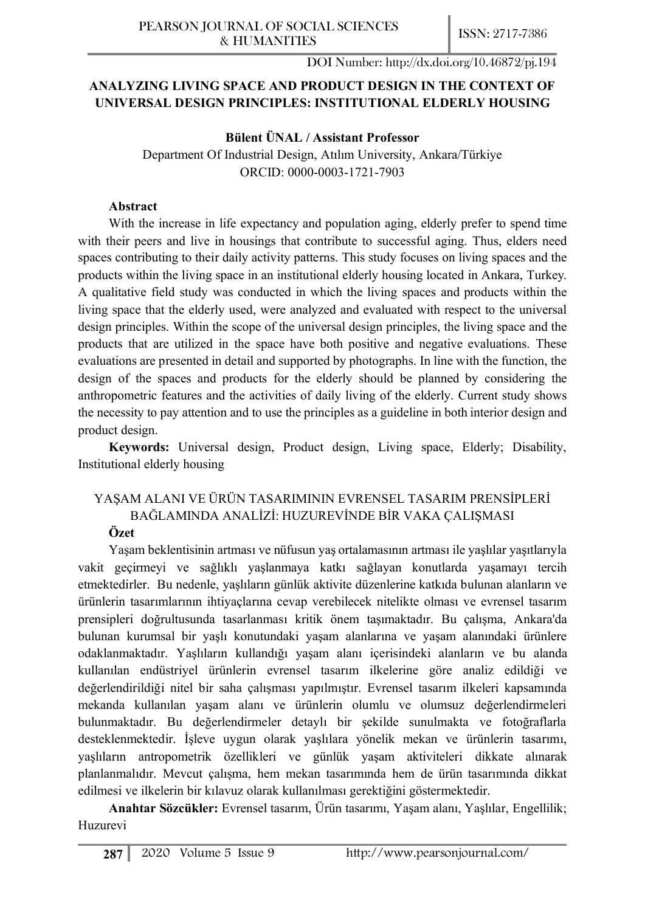DOI Number: http://dx.doi.org/10.46872/pj.194

# ANALYZING LIVING SPACE AND PRODUCT DESIGN IN THE CONTEXT OF UNIVERSAL DESIGN PRINCIPLES: INSTITUTIONAL ELDERLY HOUSING

**Bülent ÜNAL / Assistant Professor**

Department Of Industrial Design, Atılım University, Ankara/Türkiye
ORCID: 0000-0003-1721-7903

## Abstract

With the increase in life expectancy and population aging, elderly prefer to spend time with their peers and live in housings that contribute to successful aging. Thus, elders need spaces contributing to their daily activity patterns. This study focuses on living spaces and the products within the living space in an institutional elderly housing located in Ankara, Turkey. A qualitative field study was conducted in which the living spaces and products within the living space that the elderly used, were analyzed and evaluated with respect to the universal design principles. Within the scope of the universal design principles, the living space and the products that are utilized in the space have both positive and negative evaluations. These evaluations are presented in detail and supported by photographs. In line with the function, the design of the spaces and products for the elderly should be planned by considering the anthropometric features and the activities of daily living of the elderly. Current study shows the necessity to pay attention and to use the principles as a guideline in both interior design and product design.

**Keywords:** Universal design, Product design, Living space, Elderly; Disability, Institutional elderly housing

# YAŞAM ALANI VE ÜRÜN TASARIMININ EVRENSEL TASARIM PRENSİPLERİ BAĞLAMINDA ANALİZİ: HUZUREVİNDE BİR VAKA ÇALIŞMASI

## Özet

Yaşam beklentisinin artması ve nüfusun yaş ortalamasının artması ile yaşlılar yaşıtlarıyla vakit geçirmeyi ve sağlıklı yaşlanmaya katkı sağlayan konutlarda yaşamayı tercih etmektedirler. Bu nedenle, yaşlıların günlük aktivite düzenlerine katkıda bulunan alanların ve ürünlerin tasarımlarının ihtiyaçlarına cevap verebilecek nitelikte olması ve evrensel tasarım prensipleri doğrultusunda tasarlanması kritik önem taşımaktadır. Bu çalışma, Ankara'da bulunan kurumsal bir yaşlı konutundaki yaşam alanlarına ve yaşam alanındaki ürünlere odaklanmaktadır. Yaşlıların kullandığı yaşam alanı içerisindeki alanların ve bu alanda kullanılan endüstriyel ürünlerin evrensel tasarım ilkelerine göre analiz edildiği ve değerlendirildiği nitel bir saha çalışması yapılmıştır. Evrensel tasarım ilkeleri kapsamında mekanda kullanılan yaşam alanı ve ürünlerin olumlu ve olumsuz değerlendirmeleri bulunmaktadır. Bu değerlendirmeler detaylı bir şekilde sunulmakta ve fotoğraflarla desteklenmektedir. İşleve uygun olarak yaşlılara yönelik mekan ve ürünlerin tasarımı, yaşlıların antropometrik özellikleri ve günlük yaşam aktiviteleri dikkate alınarak planlanmalıdır. Mevcut çalışma, hem mekan tasarımında hem de ürün tasarımında dikkat edilmesi ve ilkelerin bir kılavuz olarak kullanılması gerektiğini göstermektedir.

**Anahtar Sözcükler:** Evrensel tasarım, Ürün tasarımı, Yaşam alanı, Yaşlılar, Engellilik; Huzurevi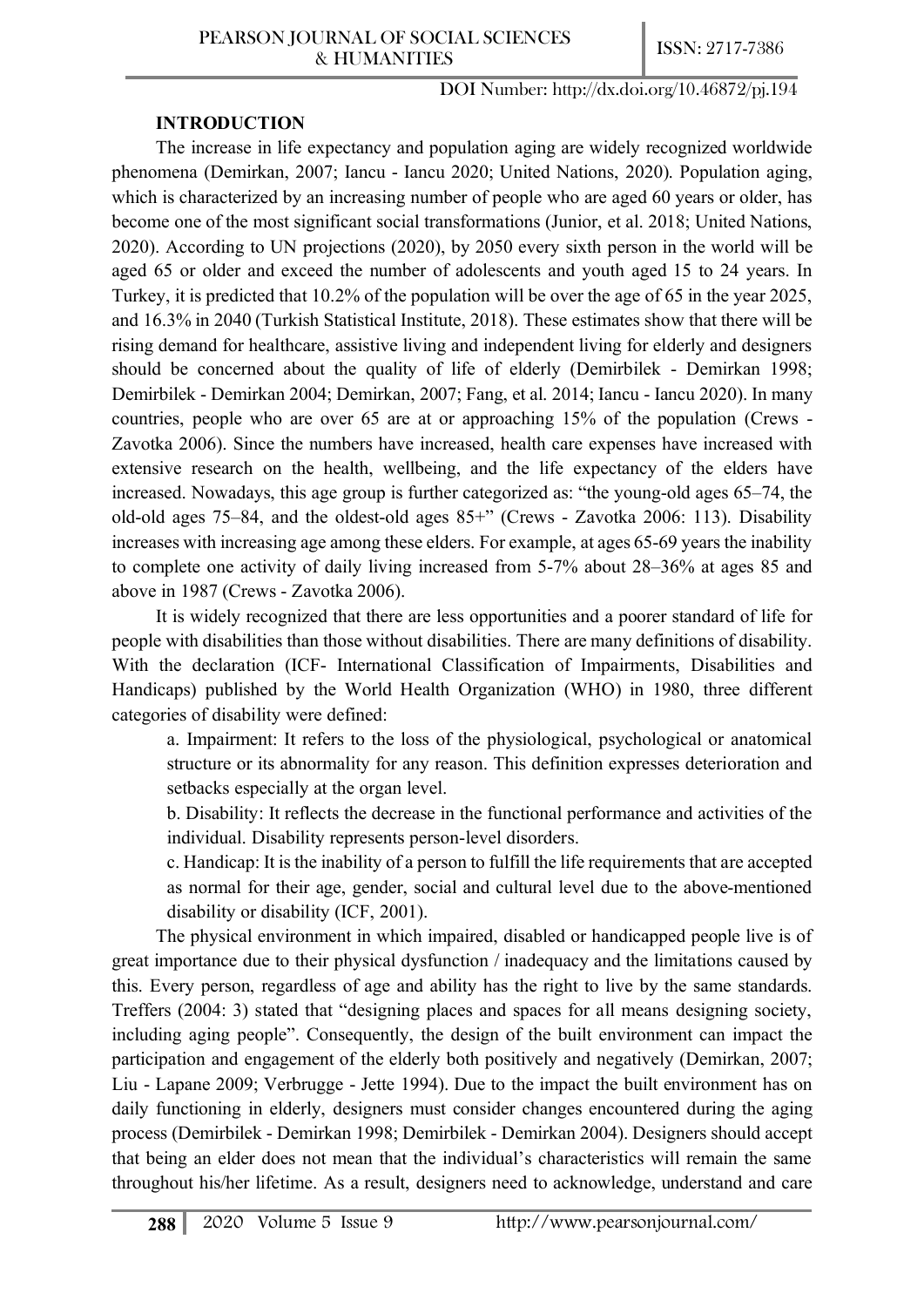## INTRODUCTION

The increase in life expectancy and population aging are widely recognized worldwide phenomena (Demirkan, 2007; Iancu - Iancu 2020; United Nations, 2020). Population aging, which is characterized by an increasing number of people who are aged 60 years or older, has become one of the most significant social transformations (Junior, et al. 2018; United Nations, 2020). According to UN projections (2020), by 2050 every sixth person in the world will be aged 65 or older and exceed the number of adolescents and youth aged 15 to 24 years. In Turkey, it is predicted that 10.2% of the population will be over the age of 65 in the year 2025, and 16.3% in 2040 (Turkish Statistical Institute, 2018). These estimates show that there will be rising demand for healthcare, assistive living and independent living for elderly and designers should be concerned about the quality of life of elderly (Demirbilek - Demirkan 1998; Demirbilek - Demirkan 2004; Demirkan, 2007; Fang, et al. 2014; Iancu - Iancu 2020). In many countries, people who are over 65 are at or approaching 15% of the population (Crews - Zavotka 2006). Since the numbers have increased, health care expenses have increased with extensive research on the health, wellbeing, and the life expectancy of the elders have increased. Nowadays, this age group is further categorized as: "the young-old ages 65–74, the old-old ages 75–84, and the oldest-old ages 85+" (Crews - Zavotka 2006: 113). Disability increases with increasing age among these elders. For example, at ages 65-69 years the inability to complete one activity of daily living increased from 5-7% about 28–36% at ages 85 and above in 1987 (Crews - Zavotka 2006).

It is widely recognized that there are less opportunities and a poorer standard of life for people with disabilities than those without disabilities. There are many definitions of disability. With the declaration (ICF- International Classification of Impairments, Disabilities and Handicaps) published by the World Health Organization (WHO) in 1980, three different categories of disability were defined:

a. Impairment: It refers to the loss of the physiological, psychological or anatomical structure or its abnormality for any reason. This definition expresses deterioration and setbacks especially at the organ level.

b. Disability: It reflects the decrease in the functional performance and activities of the individual. Disability represents person-level disorders.

c. Handicap: It is the inability of a person to fulfill the life requirements that are accepted as normal for their age, gender, social and cultural level due to the above-mentioned disability or disability (ICF, 2001).

The physical environment in which impaired, disabled or handicapped people live is of great importance due to their physical dysfunction / inadequacy and the limitations caused by this. Every person, regardless of age and ability has the right to live by the same standards. Treffers (2004: 3) stated that "designing places and spaces for all means designing society, including aging people". Consequently, the design of the built environment can impact the participation and engagement of the elderly both positively and negatively (Demirkan, 2007; Liu - Lapane 2009; Verbrugge - Jette 1994). Due to the impact the built environment has on daily functioning in elderly, designers must consider changes encountered during the aging process (Demirbilek - Demirkan 1998; Demirbilek - Demirkan 2004). Designers should accept that being an elder does not mean that the individual's characteristics will remain the same throughout his/her lifetime. As a result, designers need to acknowledge, understand and care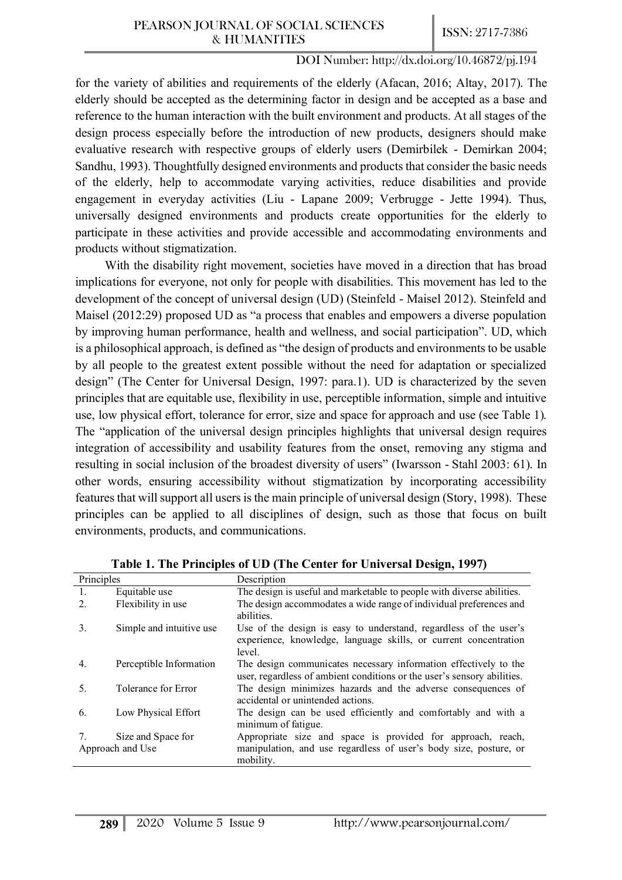for the variety of abilities and requirements of the elderly (Afacan, 2016; Altay, 2017). The elderly should be accepted as the determining factor in design and be accepted as a base and reference to the human interaction with the built environment and products. At all stages of the design process especially before the introduction of new products, designers should make evaluative research with respective groups of elderly users (Demirbilek - Demirkan 2004; Sandhu, 1993). Thoughtfully designed environments and products that consider the basic needs of the elderly, help to accommodate varying activities, reduce disabilities and provide engagement in everyday activities (Liu - Lapane 2009; Verbrugge - Jette 1994). Thus, universally designed environments and products create opportunities for the elderly to participate in these activities and provide accessible and accommodating environments and products without stigmatization.

With the disability right movement, societies have moved in a direction that has broad implications for everyone, not only for people with disabilities. This movement has led to the development of the concept of universal design (UD) (Steinfeld - Maisel 2012). Steinfeld and Maisel (2012:29) proposed UD as "a process that enables and empowers a diverse population by improving human performance, health and wellness, and social participation". UD, which is a philosophical approach, is defined as "the design of products and environments to be usable by all people to the greatest extent possible without the need for adaptation or specialized design" (The Center for Universal Design, 1997: para.1). UD is characterized by the seven principles that are equitable use, flexibility in use, perceptible information, simple and intuitive use, low physical effort, tolerance for error, size and space for approach and use (see Table 1). The "application of the universal design principles highlights that universal design requires integration of accessibility and usability features from the onset, removing any stigma and resulting in social inclusion of the broadest diversity of users" (Iwarsson - Stahl 2003: 61). In other words, ensuring accessibility without stigmatization by incorporating accessibility features that will support all users is the main principle of universal design (Story, 1998). These principles can be applied to all disciplines of design, such as those that focus on built environments, products, and communications.

**Table 1. The Principles of UD (The Center for Universal Design, 1997)**

| Principles | Description |
|---|---|
| 1. Equitable use | The design is useful and marketable to people with diverse abilities. |
| 2. Flexibility in use | The design accommodates a wide range of individual preferences and abilities. |
| 3. Simple and intuitive use | Use of the design is easy to understand, regardless of the user's experience, knowledge, language skills, or current concentration level. |
| 4. Perceptible Information | The design communicates necessary information effectively to the user, regardless of ambient conditions or the user's sensory abilities. |
| 5. Tolerance for Error | The design minimizes hazards and the adverse consequences of accidental or unintended actions. |
| 6. Low Physical Effort | The design can be used efficiently and comfortably and with a minimum of fatigue. |
| 7. Size and Space for Approach and Use | Appropriate size and space is provided for approach, reach, manipulation, and use regardless of user's body size, posture, or mobility. |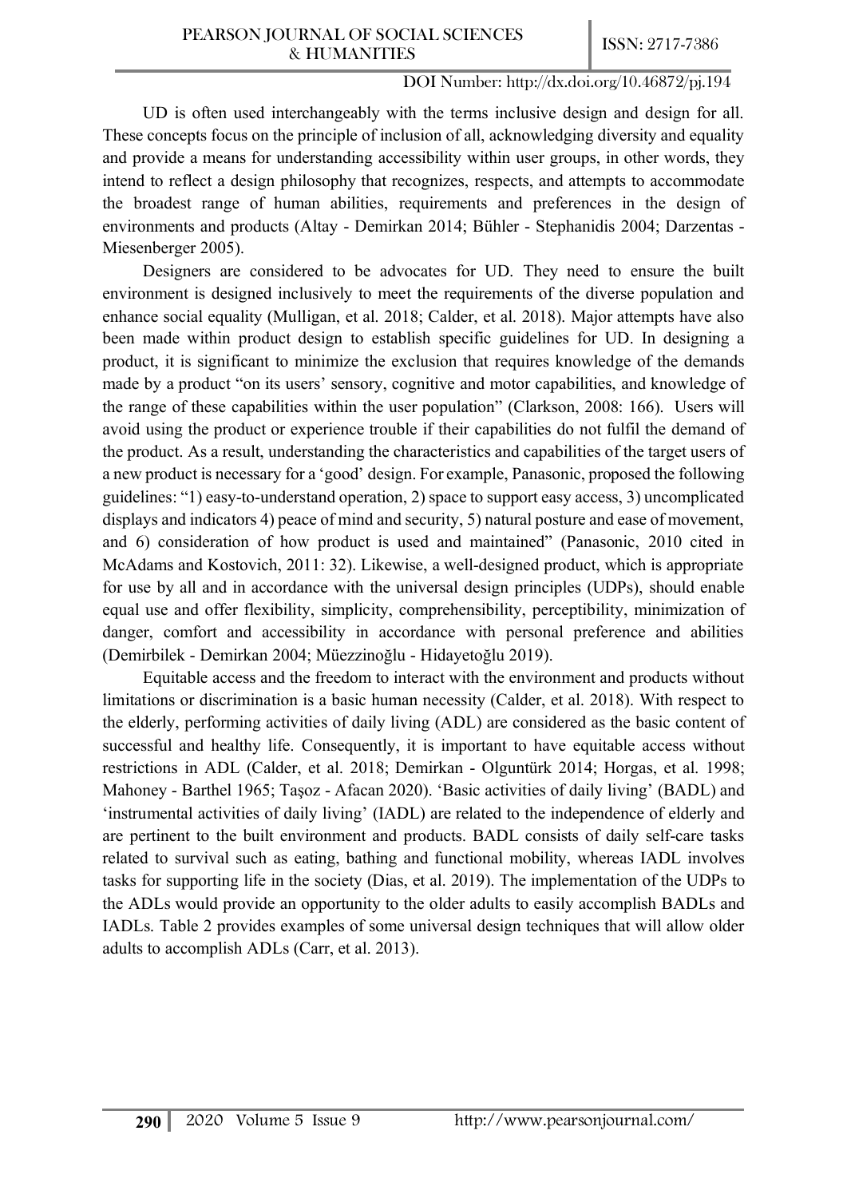UD is often used interchangeably with the terms inclusive design and design for all. These concepts focus on the principle of inclusion of all, acknowledging diversity and equality and provide a means for understanding accessibility within user groups, in other words, they intend to reflect a design philosophy that recognizes, respects, and attempts to accommodate the broadest range of human abilities, requirements and preferences in the design of environments and products (Altay - Demirkan 2014; Bühler - Stephanidis 2004; Darzentas - Miesenberger 2005).

Designers are considered to be advocates for UD. They need to ensure the built environment is designed inclusively to meet the requirements of the diverse population and enhance social equality (Mulligan, et al. 2018; Calder, et al. 2018). Major attempts have also been made within product design to establish specific guidelines for UD. In designing a product, it is significant to minimize the exclusion that requires knowledge of the demands made by a product "on its users' sensory, cognitive and motor capabilities, and knowledge of the range of these capabilities within the user population" (Clarkson, 2008: 166). Users will avoid using the product or experience trouble if their capabilities do not fulfil the demand of the product. As a result, understanding the characteristics and capabilities of the target users of a new product is necessary for a 'good' design. For example, Panasonic, proposed the following guidelines: "1) easy-to-understand operation, 2) space to support easy access, 3) uncomplicated displays and indicators 4) peace of mind and security, 5) natural posture and ease of movement, and 6) consideration of how product is used and maintained" (Panasonic, 2010 cited in McAdams and Kostovich, 2011: 32). Likewise, a well-designed product, which is appropriate for use by all and in accordance with the universal design principles (UDPs), should enable equal use and offer flexibility, simplicity, comprehensibility, perceptibility, minimization of danger, comfort and accessibility in accordance with personal preference and abilities (Demirbilek - Demirkan 2004; Müezzinoğlu - Hidayetoğlu 2019).

Equitable access and the freedom to interact with the environment and products without limitations or discrimination is a basic human necessity (Calder, et al. 2018). With respect to the elderly, performing activities of daily living (ADL) are considered as the basic content of successful and healthy life. Consequently, it is important to have equitable access without restrictions in ADL (Calder, et al. 2018; Demirkan - Olguntürk 2014; Horgas, et al. 1998; Mahoney - Barthel 1965; Taşoz - Afacan 2020). 'Basic activities of daily living' (BADL) and 'instrumental activities of daily living' (IADL) are related to the independence of elderly and are pertinent to the built environment and products. BADL consists of daily self-care tasks related to survival such as eating, bathing and functional mobility, whereas IADL involves tasks for supporting life in the society (Dias, et al. 2019). The implementation of the UDPs to the ADLs would provide an opportunity to the older adults to easily accomplish BADLs and IADLs. Table 2 provides examples of some universal design techniques that will allow older adults to accomplish ADLs (Carr, et al. 2013).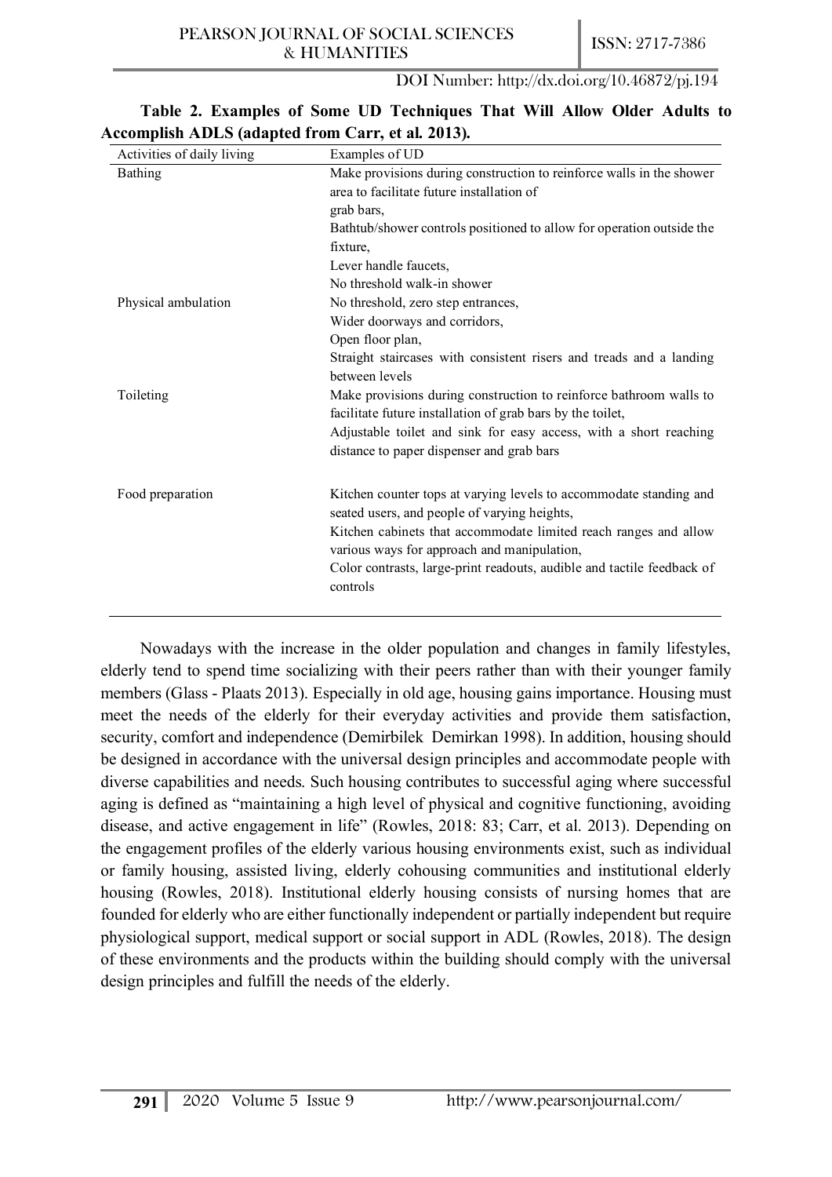**Table 2. Examples of Some UD Techniques That Will Allow Older Adults to Accomplish ADLS (adapted from Carr, et al. 2013).**

| Activities of daily living | Examples of UD |
|---|---|
| Bathing | Make provisions during construction to reinforce walls in the shower area to facilitate future installation of grab bars, Bathtub/shower controls positioned to allow for operation outside the fixture, Lever handle faucets, No threshold walk-in shower |
| Physical ambulation | No threshold, zero step entrances, Wider doorways and corridors, Open floor plan, Straight staircases with consistent risers and treads and a landing between levels |
| Toileting | Make provisions during construction to reinforce bathroom walls to facilitate future installation of grab bars by the toilet, Adjustable toilet and sink for easy access, with a short reaching distance to paper dispenser and grab bars |
| Food preparation | Kitchen counter tops at varying levels to accommodate standing and seated users, and people of varying heights, Kitchen cabinets that accommodate limited reach ranges and allow various ways for approach and manipulation, Color contrasts, large-print readouts, audible and tactile feedback of controls |

Nowadays with the increase in the older population and changes in family lifestyles, elderly tend to spend time socializing with their peers rather than with their younger family members (Glass - Plaats 2013). Especially in old age, housing gains importance. Housing must meet the needs of the elderly for their everyday activities and provide them satisfaction, security, comfort and independence (Demirbilek Demirkan 1998). In addition, housing should be designed in accordance with the universal design principles and accommodate people with diverse capabilities and needs. Such housing contributes to successful aging where successful aging is defined as "maintaining a high level of physical and cognitive functioning, avoiding disease, and active engagement in life" (Rowles, 2018: 83; Carr, et al. 2013). Depending on the engagement profiles of the elderly various housing environments exist, such as individual or family housing, assisted living, elderly cohousing communities and institutional elderly housing (Rowles, 2018). Institutional elderly housing consists of nursing homes that are founded for elderly who are either functionally independent or partially independent but require physiological support, medical support or social support in ADL (Rowles, 2018). The design of these environments and the products within the building should comply with the universal design principles and fulfill the needs of the elderly.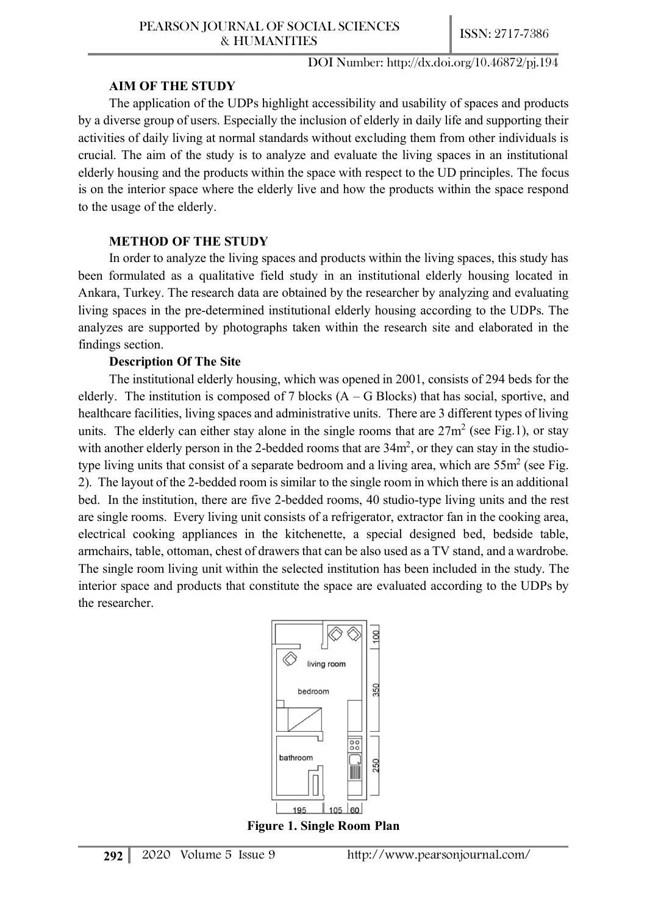**AIM OF THE STUDY**

The application of the UDPs highlight accessibility and usability of spaces and products by a diverse group of users. Especially the inclusion of elderly in daily life and supporting their activities of daily living at normal standards without excluding them from other individuals is crucial. The aim of the study is to analyze and evaluate the living spaces in an institutional elderly housing and the products within the space with respect to the UD principles. The focus is on the interior space where the elderly live and how the products within the space respond to the usage of the elderly.

**METHOD OF THE STUDY**

In order to analyze the living spaces and products within the living spaces, this study has been formulated as a qualitative field study in an institutional elderly housing located in Ankara, Turkey. The research data are obtained by the researcher by analyzing and evaluating living spaces in the pre-determined institutional elderly housing according to the UDPs. The analyzes are supported by photographs taken within the research site and elaborated in the findings section.

**Description Of The Site**

The institutional elderly housing, which was opened in 2001, consists of 294 beds for the elderly. The institution is composed of 7 blocks (A – G Blocks) that has social, sportive, and healthcare facilities, living spaces and administrative units. There are 3 different types of living units. The elderly can either stay alone in the single rooms that are 27m$^2$ (see Fig.1), or stay with another elderly person in the 2-bedded rooms that are 34m$^2$, or they can stay in the studio-type living units that consist of a separate bedroom and a living area, which are 55m$^2$ (see Fig. 2). The layout of the 2-bedded room is similar to the single room in which there is an additional bed. In the institution, there are five 2-bedded rooms, 40 studio-type living units and the rest are single rooms. Every living unit consists of a refrigerator, extractor fan in the cooking area, electrical cooking appliances in the kitchenette, a special designed bed, bedside table, armchairs, table, ottoman, chest of drawers that can be also used as a TV stand, and a wardrobe. The single room living unit within the selected institution has been included in the study. The interior space and products that constitute the space are evaluated according to the UDPs by the researcher.

**Figure 1. Single Room Plan**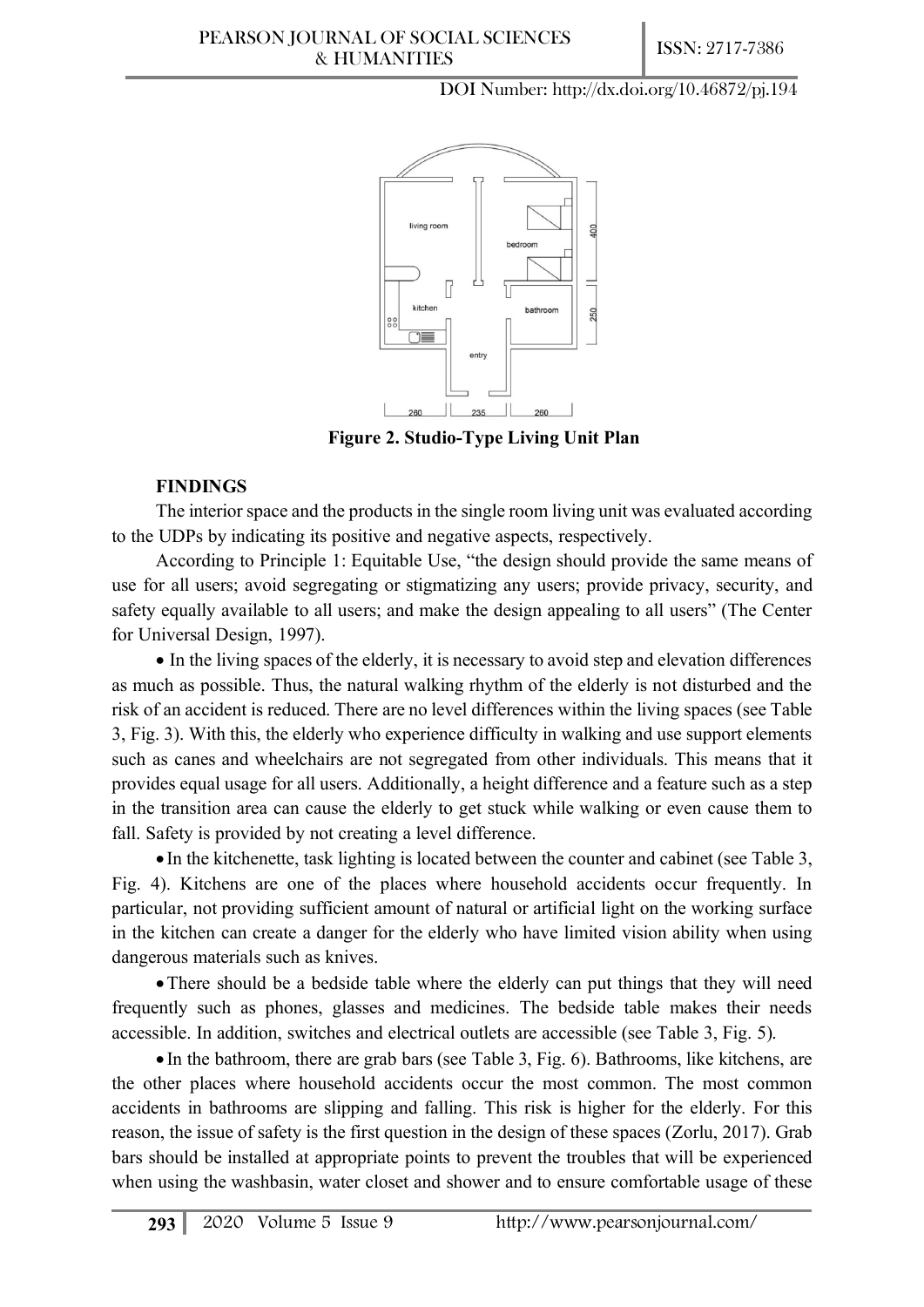Figure 2. Studio-Type Living Unit Plan

## FINDINGS

The interior space and the products in the single room living unit was evaluated according to the UDPs by indicating its positive and negative aspects, respectively.

According to Principle 1: Equitable Use, "the design should provide the same means of use for all users; avoid segregating or stigmatizing any users; provide privacy, security, and safety equally available to all users; and make the design appealing to all users" (The Center for Universal Design, 1997).

- In the living spaces of the elderly, it is necessary to avoid step and elevation differences as much as possible. Thus, the natural walking rhythm of the elderly is not disturbed and the risk of an accident is reduced. There are no level differences within the living spaces (see Table 3, Fig. 3). With this, the elderly who experience difficulty in walking and use support elements such as canes and wheelchairs are not segregated from other individuals. This means that it provides equal usage for all users. Additionally, a height difference and a feature such as a step in the transition area can cause the elderly to get stuck while walking or even cause them to fall. Safety is provided by not creating a level difference.
- In the kitchenette, task lighting is located between the counter and cabinet (see Table 3, Fig. 4). Kitchens are one of the places where household accidents occur frequently. In particular, not providing sufficient amount of natural or artificial light on the working surface in the kitchen can create a danger for the elderly who have limited vision ability when using dangerous materials such as knives.
- There should be a bedside table where the elderly can put things that they will need frequently such as phones, glasses and medicines. The bedside table makes their needs accessible. In addition, switches and electrical outlets are accessible (see Table 3, Fig. 5).
- In the bathroom, there are grab bars (see Table 3, Fig. 6). Bathrooms, like kitchens, are the other places where household accidents occur the most common. The most common accidents in bathrooms are slipping and falling. This risk is higher for the elderly. For this reason, the issue of safety is the first question in the design of these spaces (Zorlu, 2017). Grab bars should be installed at appropriate points to prevent the troubles that will be experienced when using the washbasin, water closet and shower and to ensure comfortable usage of these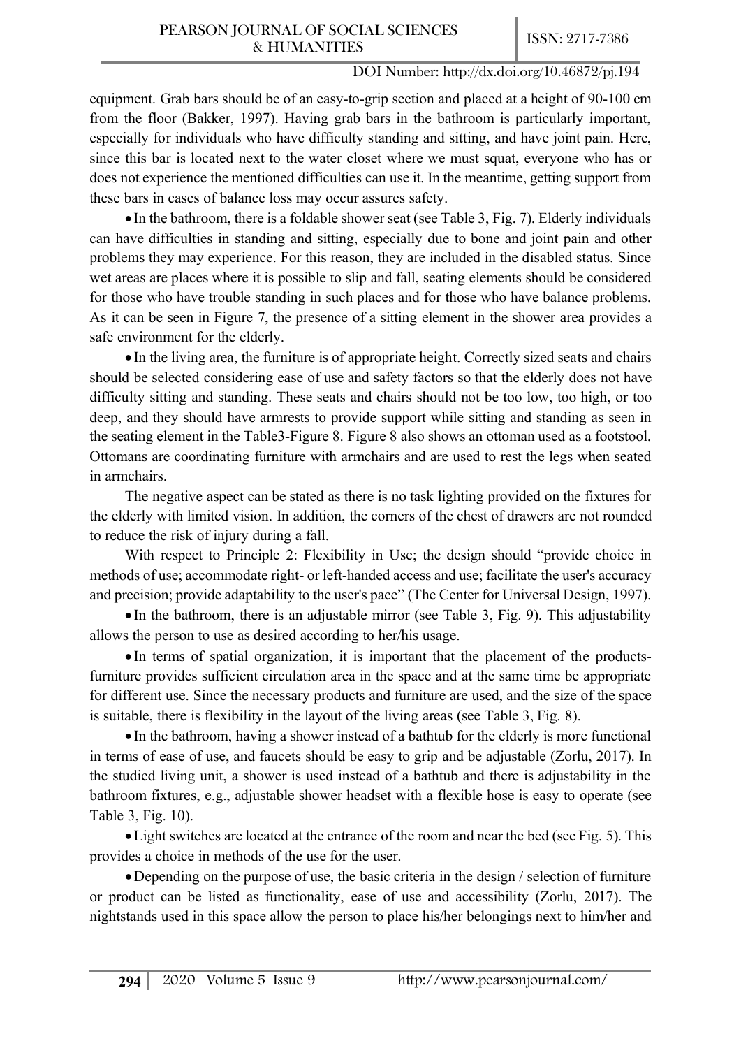equipment. Grab bars should be of an easy-to-grip section and placed at a height of 90-100 cm from the floor (Bakker, 1997). Having grab bars in the bathroom is particularly important, especially for individuals who have difficulty standing and sitting, and have joint pain. Here, since this bar is located next to the water closet where we must squat, everyone who has or does not experience the mentioned difficulties can use it. In the meantime, getting support from these bars in cases of balance loss may occur assures safety.

- In the bathroom, there is a foldable shower seat (see Table 3, Fig. 7). Elderly individuals can have difficulties in standing and sitting, especially due to bone and joint pain and other problems they may experience. For this reason, they are included in the disabled status. Since wet areas are places where it is possible to slip and fall, seating elements should be considered for those who have trouble standing in such places and for those who have balance problems. As it can be seen in Figure 7, the presence of a sitting element in the shower area provides a safe environment for the elderly.

- In the living area, the furniture is of appropriate height. Correctly sized seats and chairs should be selected considering ease of use and safety factors so that the elderly does not have difficulty sitting and standing. These seats and chairs should not be too low, too high, or too deep, and they should have armrests to provide support while sitting and standing as seen in the seating element in the Table3-Figure 8. Figure 8 also shows an ottoman used as a footstool. Ottomans are coordinating furniture with armchairs and are used to rest the legs when seated in armchairs.

The negative aspect can be stated as there is no task lighting provided on the fixtures for the elderly with limited vision. In addition, the corners of the chest of drawers are not rounded to reduce the risk of injury during a fall.

With respect to Principle 2: Flexibility in Use; the design should "provide choice in methods of use; accommodate right- or left-handed access and use; facilitate the user's accuracy and precision; provide adaptability to the user's pace" (The Center for Universal Design, 1997).

- In the bathroom, there is an adjustable mirror (see Table 3, Fig. 9). This adjustability allows the person to use as desired according to her/his usage.

- In terms of spatial organization, it is important that the placement of the products-furniture provides sufficient circulation area in the space and at the same time be appropriate for different use. Since the necessary products and furniture are used, and the size of the space is suitable, there is flexibility in the layout of the living areas (see Table 3, Fig. 8).

- In the bathroom, having a shower instead of a bathtub for the elderly is more functional in terms of ease of use, and faucets should be easy to grip and be adjustable (Zorlu, 2017). In the studied living unit, a shower is used instead of a bathtub and there is adjustability in the bathroom fixtures, e.g., adjustable shower headset with a flexible hose is easy to operate (see Table 3, Fig. 10).

- Light switches are located at the entrance of the room and near the bed (see Fig. 5). This provides a choice in methods of the use for the user.

- Depending on the purpose of use, the basic criteria in the design / selection of furniture or product can be listed as functionality, ease of use and accessibility (Zorlu, 2017). The nightstands used in this space allow the person to place his/her belongings next to him/her and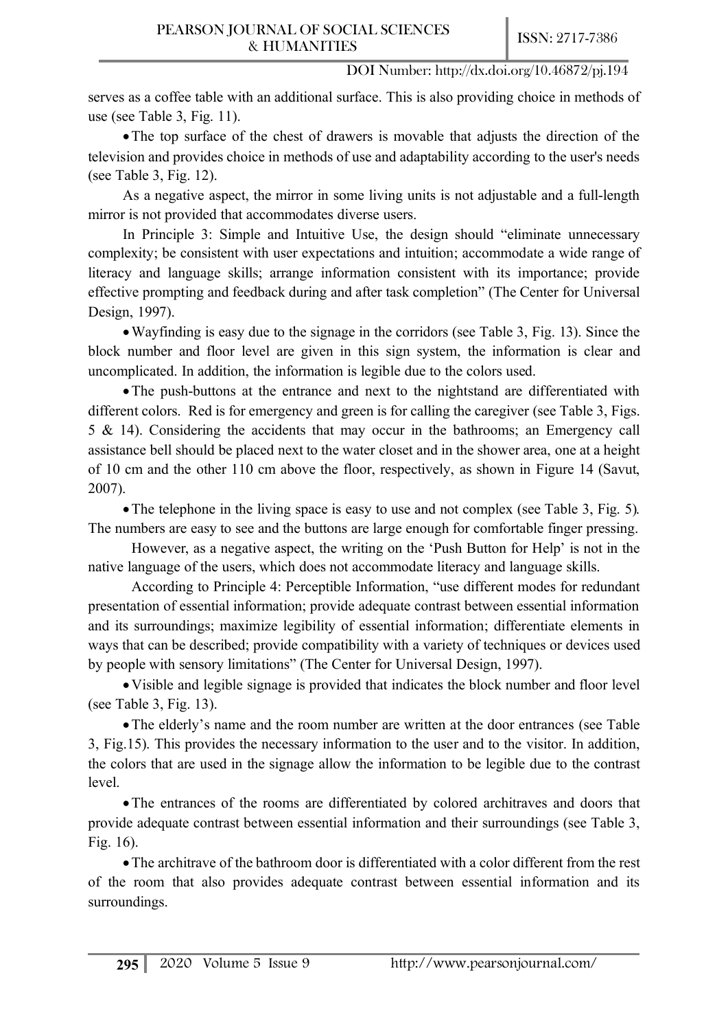serves as a coffee table with an additional surface. This is also providing choice in methods of use (see Table 3, Fig. 11).

- The top surface of the chest of drawers is movable that adjusts the direction of the television and provides choice in methods of use and adaptability according to the user's needs (see Table 3, Fig. 12).

As a negative aspect, the mirror in some living units is not adjustable and a full-length mirror is not provided that accommodates diverse users.

In Principle 3: Simple and Intuitive Use, the design should "eliminate unnecessary complexity; be consistent with user expectations and intuition; accommodate a wide range of literacy and language skills; arrange information consistent with its importance; provide effective prompting and feedback during and after task completion" (The Center for Universal Design, 1997).

- Wayfinding is easy due to the signage in the corridors (see Table 3, Fig. 13). Since the block number and floor level are given in this sign system, the information is clear and uncomplicated. In addition, the information is legible due to the colors used.
- The push-buttons at the entrance and next to the nightstand are differentiated with different colors. Red is for emergency and green is for calling the caregiver (see Table 3, Figs. 5 & 14). Considering the accidents that may occur in the bathrooms; an Emergency call assistance bell should be placed next to the water closet and in the shower area, one at a height of 10 cm and the other 110 cm above the floor, respectively, as shown in Figure 14 (Savut, 2007).
- The telephone in the living space is easy to use and not complex (see Table 3, Fig. 5). The numbers are easy to see and the buttons are large enough for comfortable finger pressing.

However, as a negative aspect, the writing on the 'Push Button for Help' is not in the native language of the users, which does not accommodate literacy and language skills.

According to Principle 4: Perceptible Information, "use different modes for redundant presentation of essential information; provide adequate contrast between essential information and its surroundings; maximize legibility of essential information; differentiate elements in ways that can be described; provide compatibility with a variety of techniques or devices used by people with sensory limitations" (The Center for Universal Design, 1997).

- Visible and legible signage is provided that indicates the block number and floor level (see Table 3, Fig. 13).
- The elderly's name and the room number are written at the door entrances (see Table 3, Fig.15). This provides the necessary information to the user and to the visitor. In addition, the colors that are used in the signage allow the information to be legible due to the contrast level.
- The entrances of the rooms are differentiated by colored architraves and doors that provide adequate contrast between essential information and their surroundings (see Table 3, Fig. 16).
- The architrave of the bathroom door is differentiated with a color different from the rest of the room that also provides adequate contrast between essential information and its surroundings.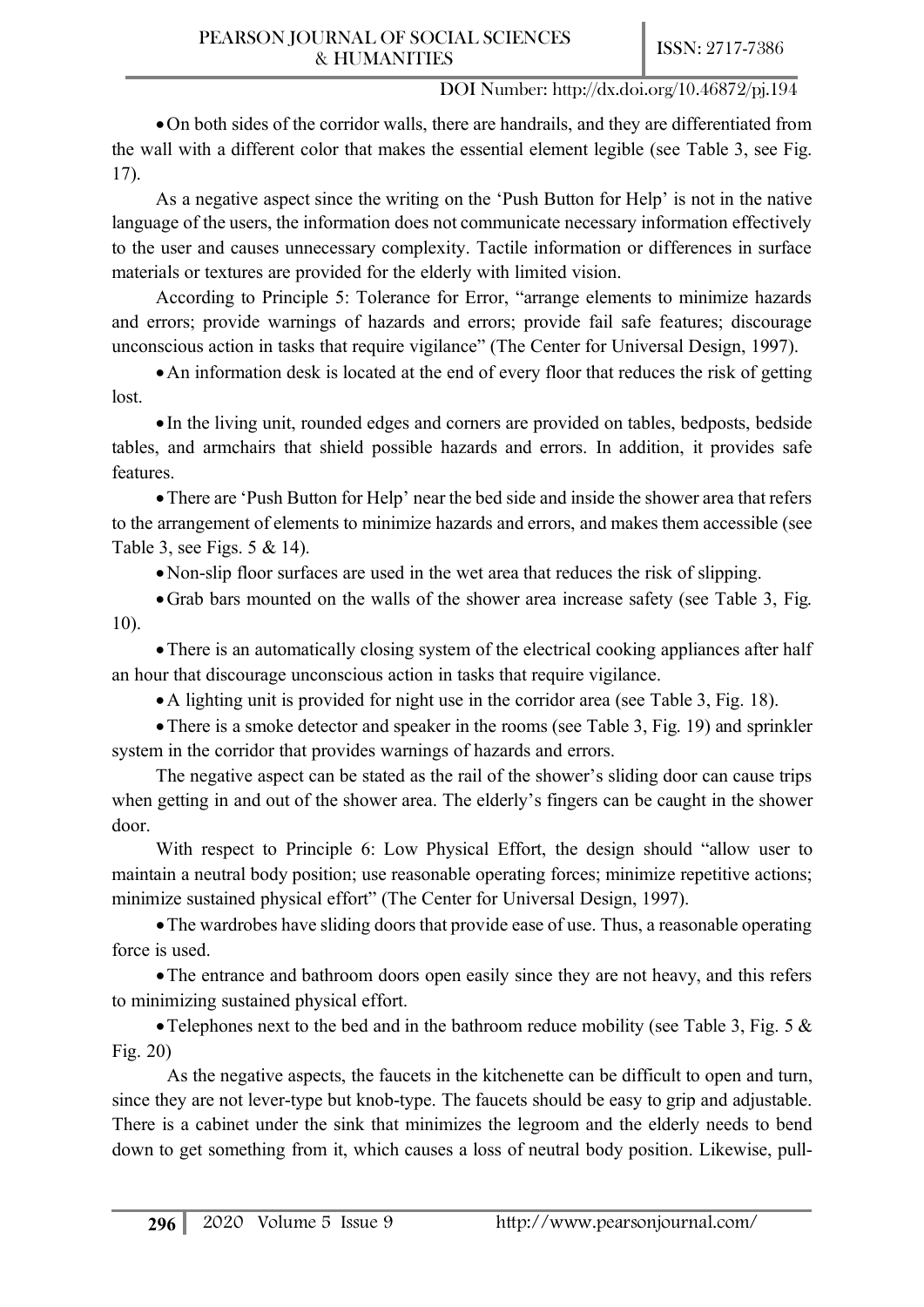- On both sides of the corridor walls, there are handrails, and they are differentiated from the wall with a different color that makes the essential element legible (see Table 3, see Fig. 17).

As a negative aspect since the writing on the 'Push Button for Help' is not in the native language of the users, the information does not communicate necessary information effectively to the user and causes unnecessary complexity. Tactile information or differences in surface materials or textures are provided for the elderly with limited vision.

According to Principle 5: Tolerance for Error, "arrange elements to minimize hazards and errors; provide warnings of hazards and errors; provide fail safe features; discourage unconscious action in tasks that require vigilance" (The Center for Universal Design, 1997).

- An information desk is located at the end of every floor that reduces the risk of getting lost.
- In the living unit, rounded edges and corners are provided on tables, bedposts, bedside tables, and armchairs that shield possible hazards and errors. In addition, it provides safe features.
- There are 'Push Button for Help' near the bed side and inside the shower area that refers to the arrangement of elements to minimize hazards and errors, and makes them accessible (see Table 3, see Figs. 5 & 14).
- Non-slip floor surfaces are used in the wet area that reduces the risk of slipping.
- Grab bars mounted on the walls of the shower area increase safety (see Table 3, Fig. 10).
- There is an automatically closing system of the electrical cooking appliances after half an hour that discourage unconscious action in tasks that require vigilance.
- A lighting unit is provided for night use in the corridor area (see Table 3, Fig. 18).
- There is a smoke detector and speaker in the rooms (see Table 3, Fig. 19) and sprinkler system in the corridor that provides warnings of hazards and errors.

The negative aspect can be stated as the rail of the shower's sliding door can cause trips when getting in and out of the shower area. The elderly's fingers can be caught in the shower door.

With respect to Principle 6: Low Physical Effort, the design should "allow user to maintain a neutral body position; use reasonable operating forces; minimize repetitive actions; minimize sustained physical effort" (The Center for Universal Design, 1997).

- The wardrobes have sliding doors that provide ease of use. Thus, a reasonable operating force is used.
- The entrance and bathroom doors open easily since they are not heavy, and this refers to minimizing sustained physical effort.
- Telephones next to the bed and in the bathroom reduce mobility (see Table 3, Fig. 5 & Fig. 20)

As the negative aspects, the faucets in the kitchenette can be difficult to open and turn, since they are not lever-type but knob-type. The faucets should be easy to grip and adjustable. There is a cabinet under the sink that minimizes the legroom and the elderly needs to bend down to get something from it, which causes a loss of neutral body position. Likewise, pull-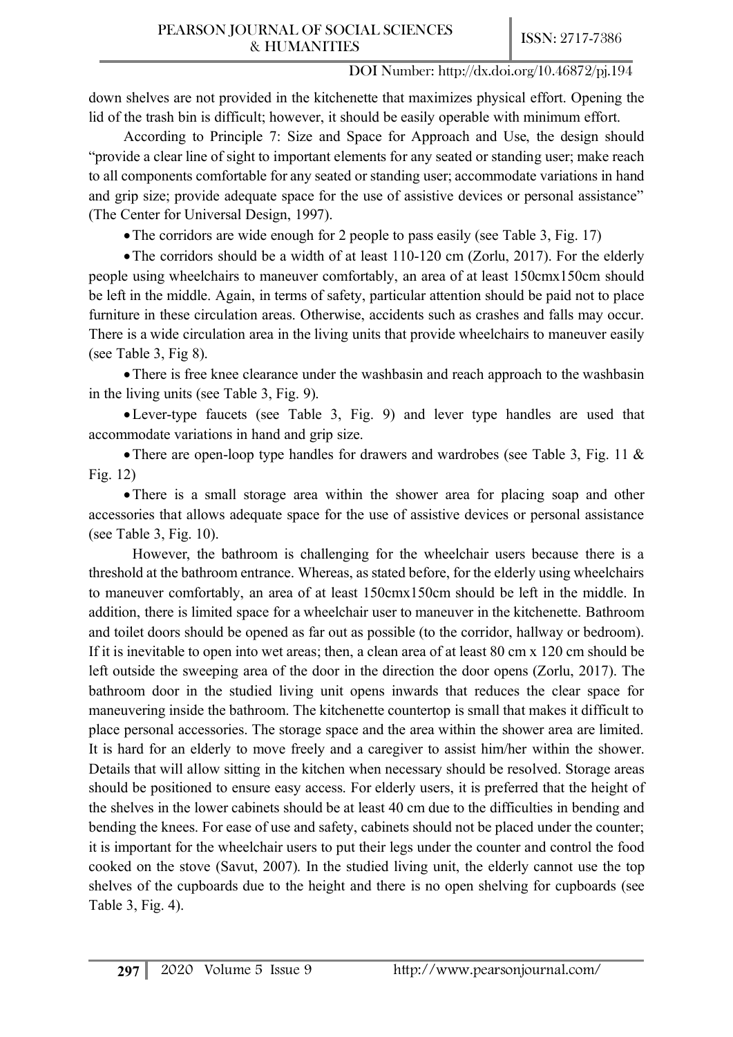down shelves are not provided in the kitchenette that maximizes physical effort. Opening the lid of the trash bin is difficult; however, it should be easily operable with minimum effort.

According to Principle 7: Size and Space for Approach and Use, the design should "provide a clear line of sight to important elements for any seated or standing user; make reach to all components comfortable for any seated or standing user; accommodate variations in hand and grip size; provide adequate space for the use of assistive devices or personal assistance" (The Center for Universal Design, 1997).

- The corridors are wide enough for 2 people to pass easily (see Table 3, Fig. 17)
- The corridors should be a width of at least 110-120 cm (Zorlu, 2017). For the elderly people using wheelchairs to maneuver comfortably, an area of at least 150cmx150cm should be left in the middle. Again, in terms of safety, particular attention should be paid not to place furniture in these circulation areas. Otherwise, accidents such as crashes and falls may occur. There is a wide circulation area in the living units that provide wheelchairs to maneuver easily (see Table 3, Fig 8).
- There is free knee clearance under the washbasin and reach approach to the washbasin in the living units (see Table 3, Fig. 9).
- Lever-type faucets (see Table 3, Fig. 9) and lever type handles are used that accommodate variations in hand and grip size.
- There are open-loop type handles for drawers and wardrobes (see Table 3, Fig. 11 & Fig. 12)
- There is a small storage area within the shower area for placing soap and other accessories that allows adequate space for the use of assistive devices or personal assistance (see Table 3, Fig. 10).

However, the bathroom is challenging for the wheelchair users because there is a threshold at the bathroom entrance. Whereas, as stated before, for the elderly using wheelchairs to maneuver comfortably, an area of at least 150cmx150cm should be left in the middle. In addition, there is limited space for a wheelchair user to maneuver in the kitchenette. Bathroom and toilet doors should be opened as far out as possible (to the corridor, hallway or bedroom). If it is inevitable to open into wet areas; then, a clean area of at least 80 cm x 120 cm should be left outside the sweeping area of the door in the direction the door opens (Zorlu, 2017). The bathroom door in the studied living unit opens inwards that reduces the clear space for maneuvering inside the bathroom. The kitchenette countertop is small that makes it difficult to place personal accessories. The storage space and the area within the shower area are limited. It is hard for an elderly to move freely and a caregiver to assist him/her within the shower. Details that will allow sitting in the kitchen when necessary should be resolved. Storage areas should be positioned to ensure easy access. For elderly users, it is preferred that the height of the shelves in the lower cabinets should be at least 40 cm due to the difficulties in bending and bending the knees. For ease of use and safety, cabinets should not be placed under the counter; it is important for the wheelchair users to put their legs under the counter and control the food cooked on the stove (Savut, 2007). In the studied living unit, the elderly cannot use the top shelves of the cupboards due to the height and there is no open shelving for cupboards (see Table 3, Fig. 4).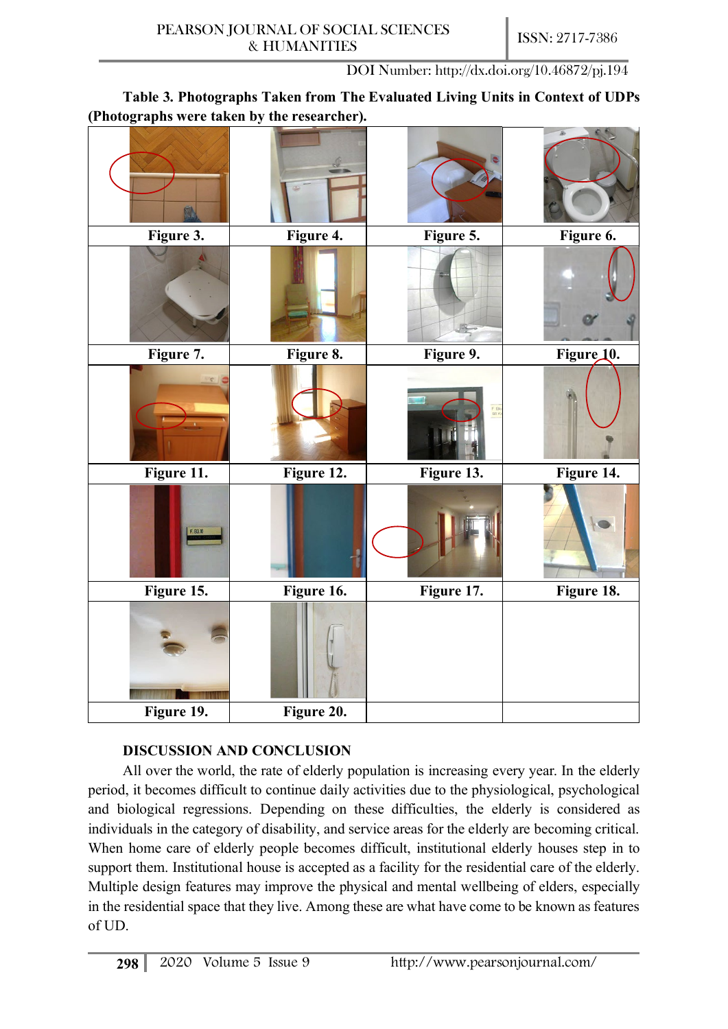**Table 3. Photographs Taken from The Evaluated Living Units in Context of UDPs (Photographs were taken by the researcher).**

| | | | |
|---|---|---|---|
| Figure 3. | Figure 4. | Figure 5. | Figure 6. |
| Figure 7. | Figure 8. | Figure 9. | Figure 10. |
| Figure 11. | Figure 12. | Figure 13. | Figure 14. |
| Figure 15. | Figure 16. | Figure 17. | Figure 18. |
| Figure 19. | Figure 20. | | |

## DISCUSSION AND CONCLUSION

All over the world, the rate of elderly population is increasing every year. In the elderly period, it becomes difficult to continue daily activities due to the physiological, psychological and biological regressions. Depending on these difficulties, the elderly is considered as individuals in the category of disability, and service areas for the elderly are becoming critical. When home care of elderly people becomes difficult, institutional elderly houses step in to support them. Institutional house is accepted as a facility for the residential care of the elderly. Multiple design features may improve the physical and mental wellbeing of elders, especially in the residential space that they live. Among these are what have come to be known as features of UD.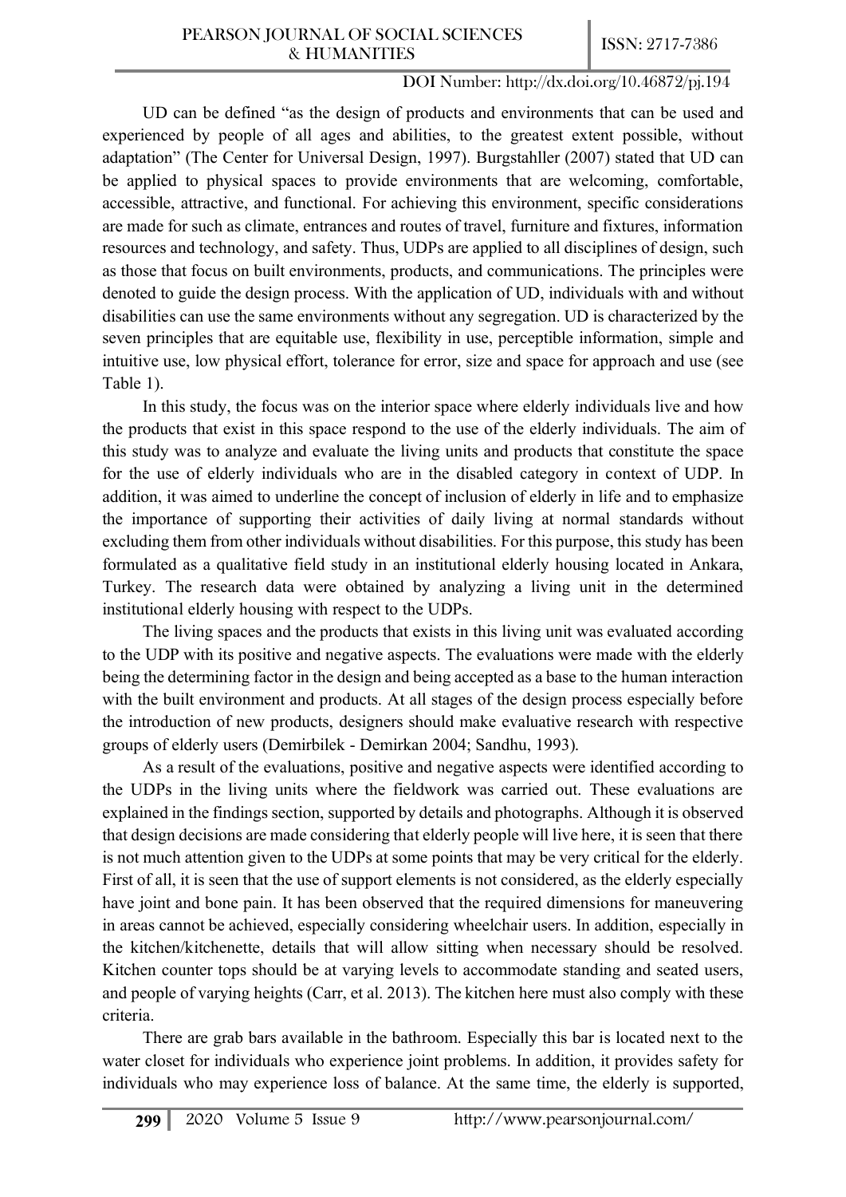UD can be defined "as the design of products and environments that can be used and experienced by people of all ages and abilities, to the greatest extent possible, without adaptation" (The Center for Universal Design, 1997). Burgstahller (2007) stated that UD can be applied to physical spaces to provide environments that are welcoming, comfortable, accessible, attractive, and functional. For achieving this environment, specific considerations are made for such as climate, entrances and routes of travel, furniture and fixtures, information resources and technology, and safety. Thus, UDPs are applied to all disciplines of design, such as those that focus on built environments, products, and communications. The principles were denoted to guide the design process. With the application of UD, individuals with and without disabilities can use the same environments without any segregation. UD is characterized by the seven principles that are equitable use, flexibility in use, perceptible information, simple and intuitive use, low physical effort, tolerance for error, size and space for approach and use (see Table 1).

In this study, the focus was on the interior space where elderly individuals live and how the products that exist in this space respond to the use of the elderly individuals. The aim of this study was to analyze and evaluate the living units and products that constitute the space for the use of elderly individuals who are in the disabled category in context of UDP. In addition, it was aimed to underline the concept of inclusion of elderly in life and to emphasize the importance of supporting their activities of daily living at normal standards without excluding them from other individuals without disabilities. For this purpose, this study has been formulated as a qualitative field study in an institutional elderly housing located in Ankara, Turkey. The research data were obtained by analyzing a living unit in the determined institutional elderly housing with respect to the UDPs.

The living spaces and the products that exists in this living unit was evaluated according to the UDP with its positive and negative aspects. The evaluations were made with the elderly being the determining factor in the design and being accepted as a base to the human interaction with the built environment and products. At all stages of the design process especially before the introduction of new products, designers should make evaluative research with respective groups of elderly users (Demirbilek - Demirkan 2004; Sandhu, 1993).

As a result of the evaluations, positive and negative aspects were identified according to the UDPs in the living units where the fieldwork was carried out. These evaluations are explained in the findings section, supported by details and photographs. Although it is observed that design decisions are made considering that elderly people will live here, it is seen that there is not much attention given to the UDPs at some points that may be very critical for the elderly. First of all, it is seen that the use of support elements is not considered, as the elderly especially have joint and bone pain. It has been observed that the required dimensions for maneuvering in areas cannot be achieved, especially considering wheelchair users. In addition, especially in the kitchen/kitchenette, details that will allow sitting when necessary should be resolved. Kitchen counter tops should be at varying levels to accommodate standing and seated users, and people of varying heights (Carr, et al. 2013). The kitchen here must also comply with these criteria.

There are grab bars available in the bathroom. Especially this bar is located next to the water closet for individuals who experience joint problems. In addition, it provides safety for individuals who may experience loss of balance. At the same time, the elderly is supported,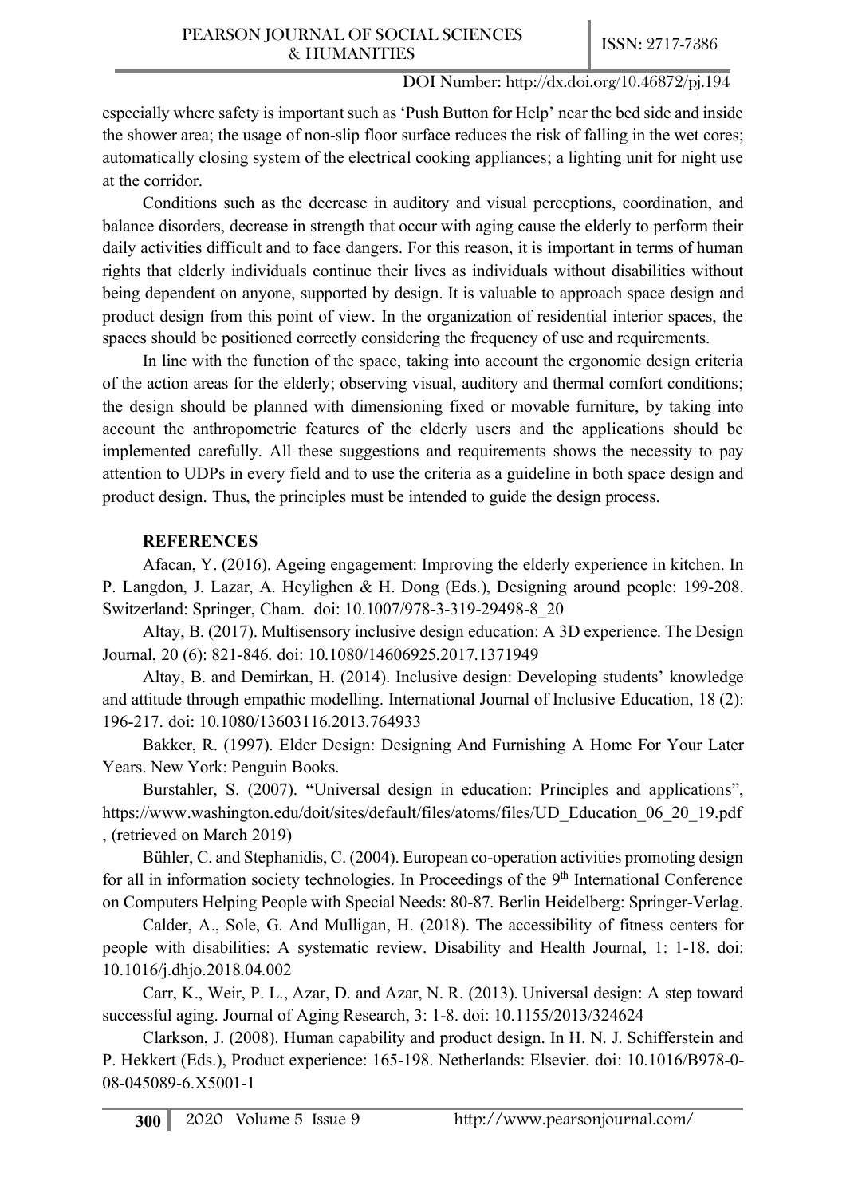especially where safety is important such as 'Push Button for Help' near the bed side and inside the shower area; the usage of non-slip floor surface reduces the risk of falling in the wet cores; automatically closing system of the electrical cooking appliances; a lighting unit for night use at the corridor.

Conditions such as the decrease in auditory and visual perceptions, coordination, and balance disorders, decrease in strength that occur with aging cause the elderly to perform their daily activities difficult and to face dangers. For this reason, it is important in terms of human rights that elderly individuals continue their lives as individuals without disabilities without being dependent on anyone, supported by design. It is valuable to approach space design and product design from this point of view. In the organization of residential interior spaces, the spaces should be positioned correctly considering the frequency of use and requirements.

In line with the function of the space, taking into account the ergonomic design criteria of the action areas for the elderly; observing visual, auditory and thermal comfort conditions; the design should be planned with dimensioning fixed or movable furniture, by taking into account the anthropometric features of the elderly users and the applications should be implemented carefully. All these suggestions and requirements shows the necessity to pay attention to UDPs in every field and to use the criteria as a guideline in both space design and product design. Thus, the principles must be intended to guide the design process.

## REFERENCES

Afacan, Y. (2016). Ageing engagement: Improving the elderly experience in kitchen. In P. Langdon, J. Lazar, A. Heylighen & H. Dong (Eds.), Designing around people: 199-208. Switzerland: Springer, Cham. doi: 10.1007/978-3-319-29498-8_20

Altay, B. (2017). Multisensory inclusive design education: A 3D experience. The Design Journal, 20 (6): 821-846. doi: 10.1080/14606925.2017.1371949

Altay, B. and Demirkan, H. (2014). Inclusive design: Developing students' knowledge and attitude through empathic modelling. International Journal of Inclusive Education, 18 (2): 196-217. doi: 10.1080/13603116.2013.764933

Bakker, R. (1997). Elder Design: Designing And Furnishing A Home For Your Later Years. New York: Penguin Books.

Burstahler, S. (2007). **"**Universal design in education: Principles and applications", https://www.washington.edu/doit/sites/default/files/atoms/files/UD_Education_06_20_19.pdf , (retrieved on March 2019)

Bühler, C. and Stephanidis, C. (2004). European co-operation activities promoting design for all in information society technologies. In Proceedings of the 9th International Conference on Computers Helping People with Special Needs: 80-87. Berlin Heidelberg: Springer-Verlag.

Calder, A., Sole, G. And Mulligan, H. (2018). The accessibility of fitness centers for people with disabilities: A systematic review. Disability and Health Journal, 1: 1-18. doi: 10.1016/j.dhjo.2018.04.002

Carr, K., Weir, P. L., Azar, D. and Azar, N. R. (2013). Universal design: A step toward successful aging. Journal of Aging Research, 3: 1-8. doi: 10.1155/2013/324624

Clarkson, J. (2008). Human capability and product design. In H. N. J. Schifferstein and P. Hekkert (Eds.), Product experience: 165-198. Netherlands: Elsevier. doi: 10.1016/B978-0-08-045089-6.X5001-1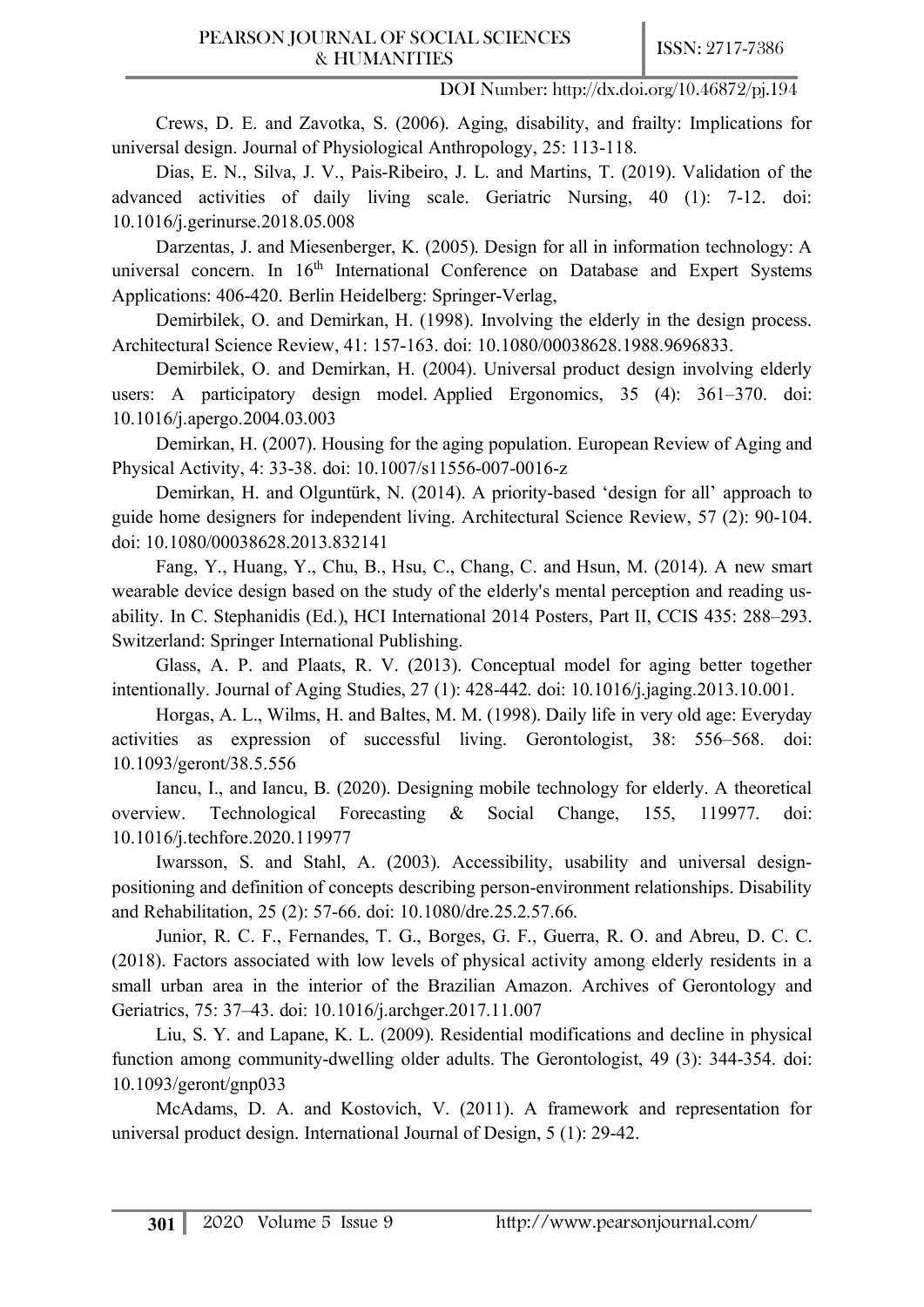Crews, D. E. and Zavotka, S. (2006). Aging, disability, and frailty: Implications for universal design. Journal of Physiological Anthropology, 25: 113-118.

Dias, E. N., Silva, J. V., Pais-Ribeiro, J. L. and Martins, T. (2019). Validation of the advanced activities of daily living scale. Geriatric Nursing, 40 (1): 7-12. doi: 10.1016/j.gerinurse.2018.05.008

Darzentas, J. and Miesenberger, K. (2005). Design for all in information technology: A universal concern. In 16th International Conference on Database and Expert Systems Applications: 406-420. Berlin Heidelberg: Springer-Verlag,

Demirbilek, O. and Demirkan, H. (1998). Involving the elderly in the design process. Architectural Science Review, 41: 157-163. doi: 10.1080/00038628.1988.9696833.

Demirbilek, O. and Demirkan, H. (2004). Universal product design involving elderly users: A participatory design model. Applied Ergonomics, 35 (4): 361–370. doi: 10.1016/j.apergo.2004.03.003

Demirkan, H. (2007). Housing for the aging population. European Review of Aging and Physical Activity, 4: 33-38. doi: 10.1007/s11556-007-0016-z

Demirkan, H. and Olguntürk, N. (2014). A priority-based 'design for all' approach to guide home designers for independent living. Architectural Science Review, 57 (2): 90-104. doi: 10.1080/00038628.2013.832141

Fang, Y., Huang, Y., Chu, B., Hsu, C., Chang, C. and Hsun, M. (2014). A new smart wearable device design based on the study of the elderly's mental perception and reading usability. In C. Stephanidis (Ed.), HCI International 2014 Posters, Part II, CCIS 435: 288–293. Switzerland: Springer International Publishing.

Glass, A. P. and Plaats, R. V. (2013). Conceptual model for aging better together intentionally. Journal of Aging Studies, 27 (1): 428-442. doi: 10.1016/j.jaging.2013.10.001.

Horgas, A. L., Wilms, H. and Baltes, M. M. (1998). Daily life in very old age: Everyday activities as expression of successful living. Gerontologist, 38: 556–568. doi: 10.1093/geront/38.5.556

Iancu, I., and Iancu, B. (2020). Designing mobile technology for elderly. A theoretical overview. Technological Forecasting & Social Change, 155, 119977. doi: 10.1016/j.techfore.2020.119977

Iwarsson, S. and Stahl, A. (2003). Accessibility, usability and universal design-positioning and definition of concepts describing person-environment relationships. Disability and Rehabilitation, 25 (2): 57-66. doi: 10.1080/dre.25.2.57.66.

Junior, R. C. F., Fernandes, T. G., Borges, G. F., Guerra, R. O. and Abreu, D. C. C. (2018). Factors associated with low levels of physical activity among elderly residents in a small urban area in the interior of the Brazilian Amazon. Archives of Gerontology and Geriatrics, 75: 37–43. doi: 10.1016/j.archger.2017.11.007

Liu, S. Y. and Lapane, K. L. (2009). Residential modifications and decline in physical function among community-dwelling older adults. The Gerontologist, 49 (3): 344-354. doi: 10.1093/geront/gnp033

McAdams, D. A. and Kostovich, V. (2011). A framework and representation for universal product design. International Journal of Design, 5 (1): 29-42.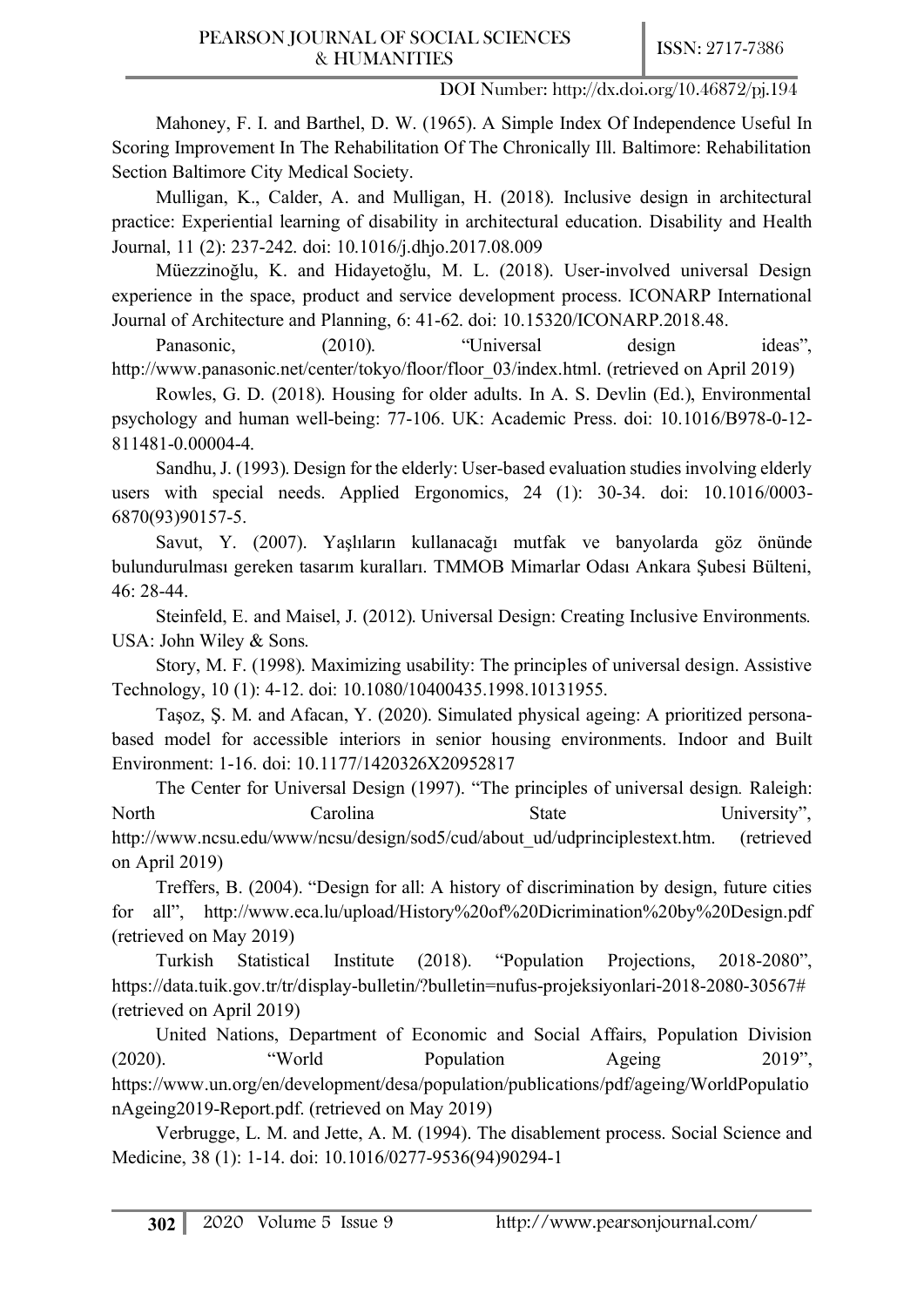Mahoney, F. I. and Barthel, D. W. (1965). A Simple Index Of Independence Useful In Scoring Improvement In The Rehabilitation Of The Chronically Ill. Baltimore: Rehabilitation Section Baltimore City Medical Society.

Mulligan, K., Calder, A. and Mulligan, H. (2018). Inclusive design in architectural practice: Experiential learning of disability in architectural education. Disability and Health Journal, 11 (2): 237-242. doi: 10.1016/j.dhjo.2017.08.009

Müezzinoğlu, K. and Hidayetoğlu, M. L. (2018). User-involved universal Design experience in the space, product and service development process. ICONARP International Journal of Architecture and Planning, 6: 41-62. doi: 10.15320/ICONARP.2018.48.

Panasonic, (2010). "Universal design ideas", http://www.panasonic.net/center/tokyo/floor/floor_03/index.html. (retrieved on April 2019)

Rowles, G. D. (2018). Housing for older adults. In A. S. Devlin (Ed.), Environmental psychology and human well-being: 77-106. UK: Academic Press. doi: 10.1016/B978-0-12-811481-0.00004-4.

Sandhu, J. (1993). Design for the elderly: User-based evaluation studies involving elderly users with special needs. Applied Ergonomics, 24 (1): 30-34. doi: 10.1016/0003-6870(93)90157-5.

Savut, Y. (2007). Yaşlıların kullanacağı mutfak ve banyolarda göz önünde bulundurulması gereken tasarım kuralları. TMMOB Mimarlar Odası Ankara Şubesi Bülteni, 46: 28-44.

Steinfeld, E. and Maisel, J. (2012). Universal Design: Creating Inclusive Environments. USA: John Wiley & Sons.

Story, M. F. (1998). Maximizing usability: The principles of universal design. Assistive Technology, 10 (1): 4-12. doi: 10.1080/10400435.1998.10131955.

Taşoz, Ş. M. and Afacan, Y. (2020). Simulated physical ageing: A prioritized persona-based model for accessible interiors in senior housing environments. Indoor and Built Environment: 1-16. doi: 10.1177/1420326X20952817

The Center for Universal Design (1997). "The principles of universal design. Raleigh: North Carolina State University", http://www.ncsu.edu/www/ncsu/design/sod5/cud/about_ud/udprinciplestext.htm. (retrieved on April 2019)

Treffers, B. (2004). "Design for all: A history of discrimination by design, future cities for all", http://www.eca.lu/upload/History%20of%20Dicrimination%20by%20Design.pdf (retrieved on May 2019)

Turkish Statistical Institute (2018). "Population Projections, 2018-2080", https://data.tuik.gov.tr/tr/display-bulletin/?bulletin=nufus-projeksiyonlari-2018-2080-30567# (retrieved on April 2019)

United Nations, Department of Economic and Social Affairs, Population Division (2020). "World Population Ageing 2019", https://www.un.org/en/development/desa/population/publications/pdf/ageing/WorldPopulationAgeing2019-Report.pdf. (retrieved on May 2019)

Verbrugge, L. M. and Jette, A. M. (1994). The disablement process. Social Science and Medicine, 38 (1): 1-14. doi: 10.1016/0277-9536(94)90294-1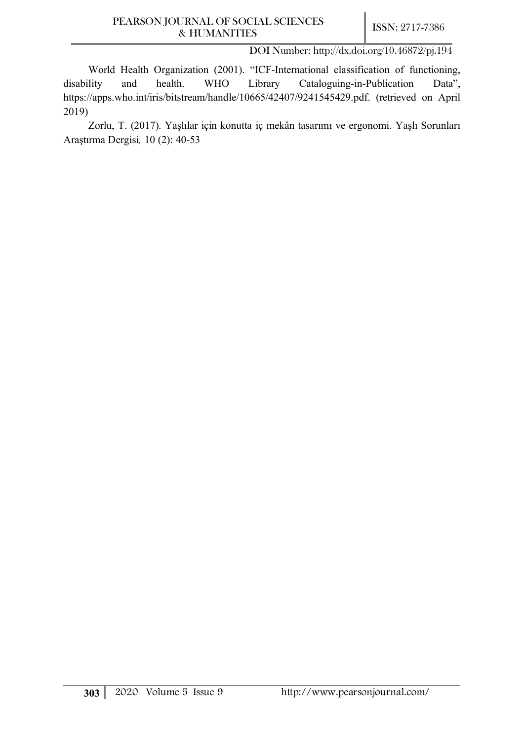World Health Organization (2001). “ICF-International classification of functioning, disability and health. WHO Library Cataloguing-in-Publication Data”, https://apps.who.int/iris/bitstream/handle/10665/42407/9241545429.pdf. (retrieved on April 2019)

Zorlu, T. (2017). Yaşlılar için konutta iç mekân tasarımı ve ergonomi. Yaşlı Sorunları Araştırma Dergisi*,* 10 (2): 40-53